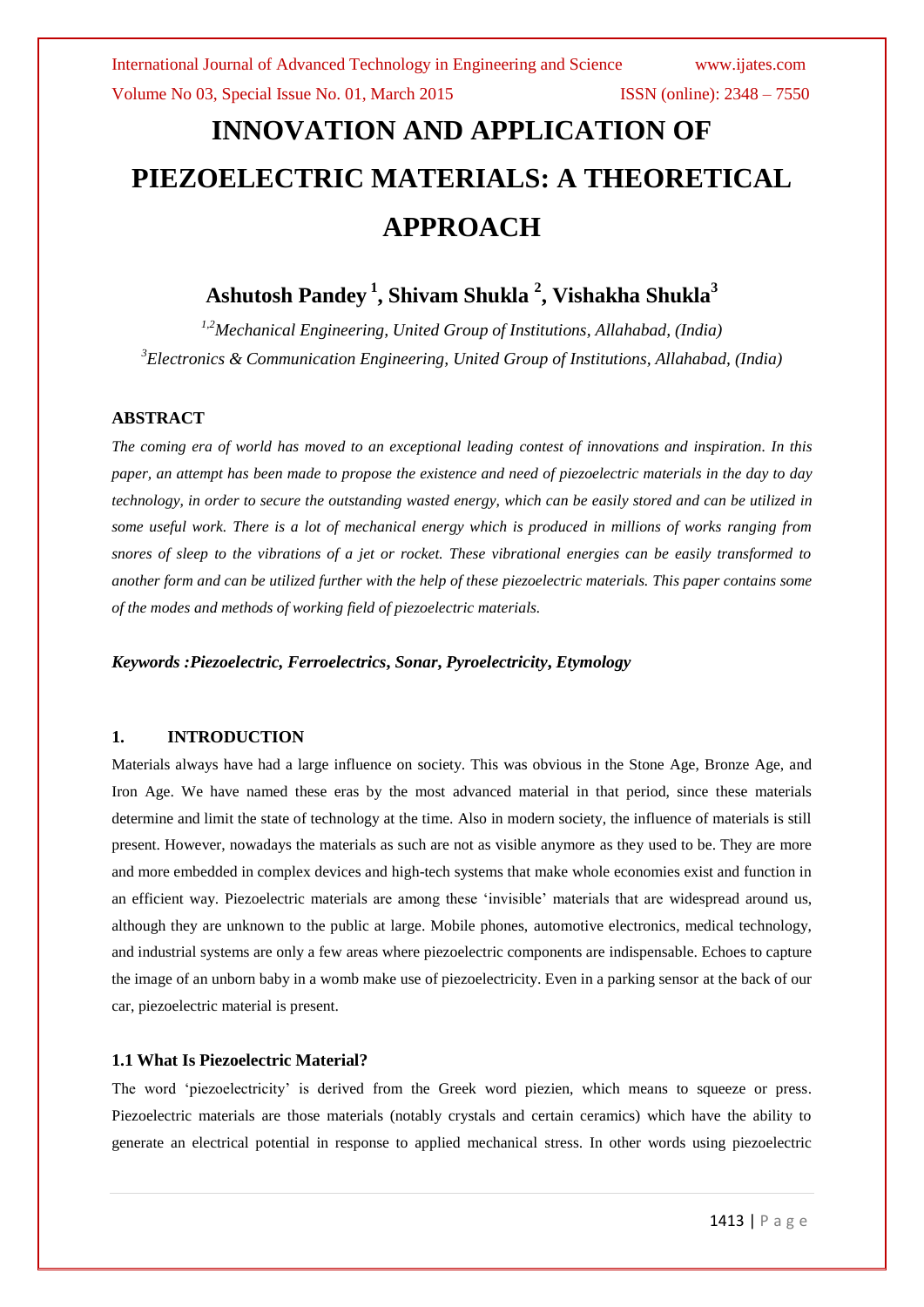# INNOVATION AND APPLICATION OF PIEZOELECTRIC MATERIALS: A THEORETICAL APPROACH

**Ashutosh Pandey [1], Shivam Shukla [2], Vishakha Shukla[3]**

*[1,2]Mechanical Engineering, United Group of Institutions, Allahabad, (India)*

*[3]Electronics & Communication Engineering, United Group of Institutions, Allahabad, (India)*

## ABSTRACT

*The coming era of world has moved to an exceptional leading contest of innovations and inspiration. In this paper, an attempt has been made to propose the existence and need of piezoelectric materials in the day to day technology, in order to secure the outstanding wasted energy, which can be easily stored and can be utilized in some useful work. There is a lot of mechanical energy which is produced in millions of works ranging from snores of sleep to the vibrations of a jet or rocket. These vibrational energies can be easily transformed to another form and can be utilized further with the help of these piezoelectric materials. This paper contains some of the modes and methods of working field of piezoelectric materials.*

***Keywords :Piezoelectric, Ferroelectrics, Sonar, Pyroelectricity, Etymology***

## 1. INTRODUCTION

Materials always have had a large influence on society. This was obvious in the Stone Age, Bronze Age, and Iron Age. We have named these eras by the most advanced material in that period, since these materials determine and limit the state of technology at the time. Also in modern society, the influence of materials is still present. However, nowadays the materials as such are not as visible anymore as they used to be. They are more and more embedded in complex devices and high-tech systems that make whole economies exist and function in an efficient way. Piezoelectric materials are among these 'invisible' materials that are widespread around us, although they are unknown to the public at large. Mobile phones, automotive electronics, medical technology, and industrial systems are only a few areas where piezoelectric components are indispensable. Echoes to capture the image of an unborn baby in a womb make use of piezoelectricity. Even in a parking sensor at the back of our car, piezoelectric material is present.

### 1.1 What Is Piezoelectric Material?

The word 'piezoelectricity' is derived from the Greek word piezien, which means to squeeze or press. Piezoelectric materials are those materials (notably crystals and certain ceramics) which have the ability to generate an electrical potential in response to applied mechanical stress. In other words using piezoelectric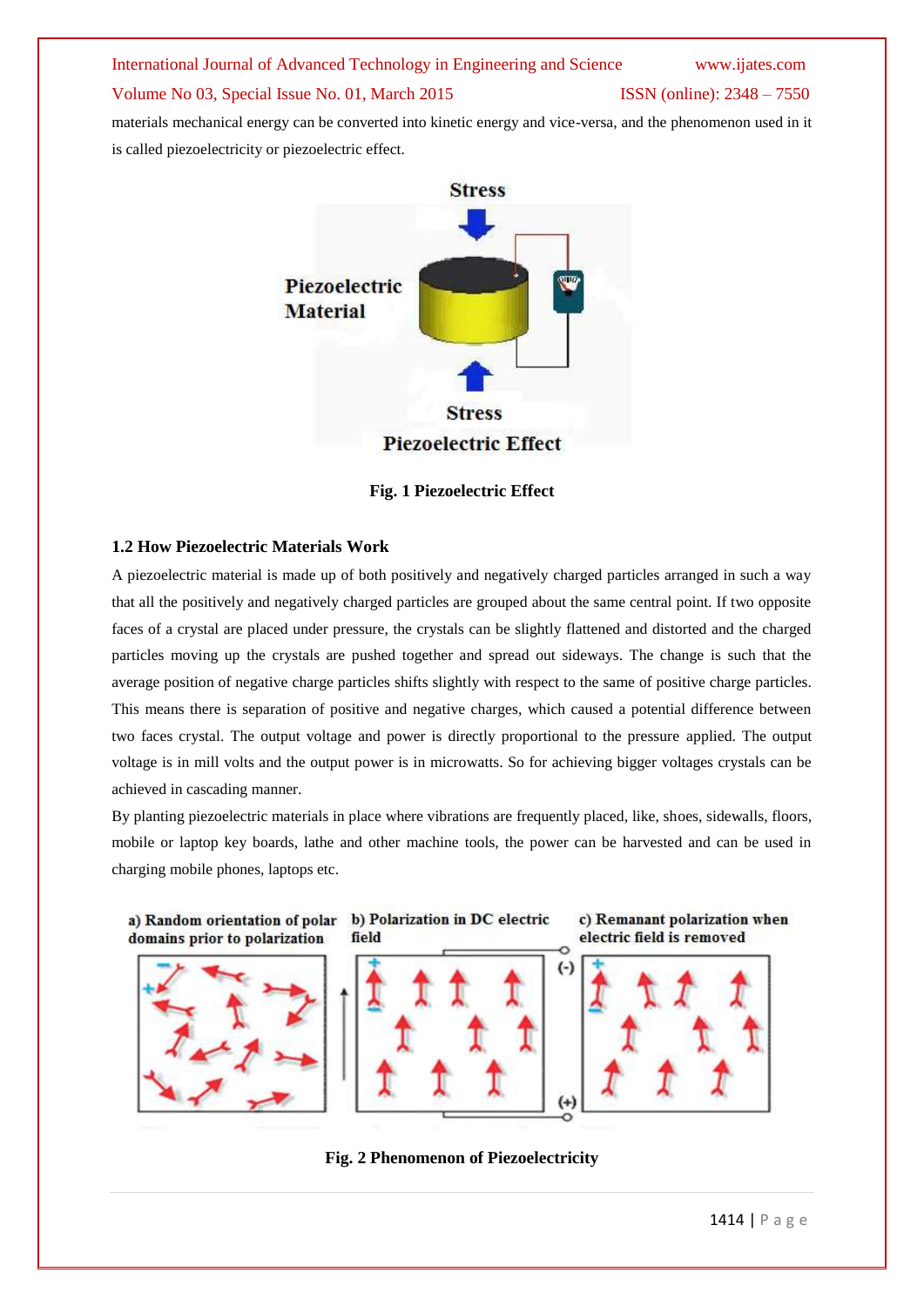materials mechanical energy can be converted into kinetic energy and vice-versa, and the phenomenon used in it is called piezoelectricity or piezoelectric effect.

Fig. 1 Piezoelectric Effect

### 1.2 How Piezoelectric Materials Work

A piezoelectric material is made up of both positively and negatively charged particles arranged in such a way that all the positively and negatively charged particles are grouped about the same central point. If two opposite faces of a crystal are placed under pressure, the crystals can be slightly flattened and distorted and the charged particles moving up the crystals are pushed together and spread out sideways. The change is such that the average position of negative charge particles shifts slightly with respect to the same of positive charge particles. This means there is separation of positive and negative charges, which caused a potential difference between two faces crystal. The output voltage and power is directly proportional to the pressure applied. The output voltage is in mill volts and the output power is in microwatts. So for achieving bigger voltages crystals can be achieved in cascading manner.

By planting piezoelectric materials in place where vibrations are frequently placed, like, shoes, sidewalls, floors, mobile or laptop key boards, lathe and other machine tools, the power can be harvested and can be used in charging mobile phones, laptops etc.

Fig. 2 Phenomenon of Piezoelectricity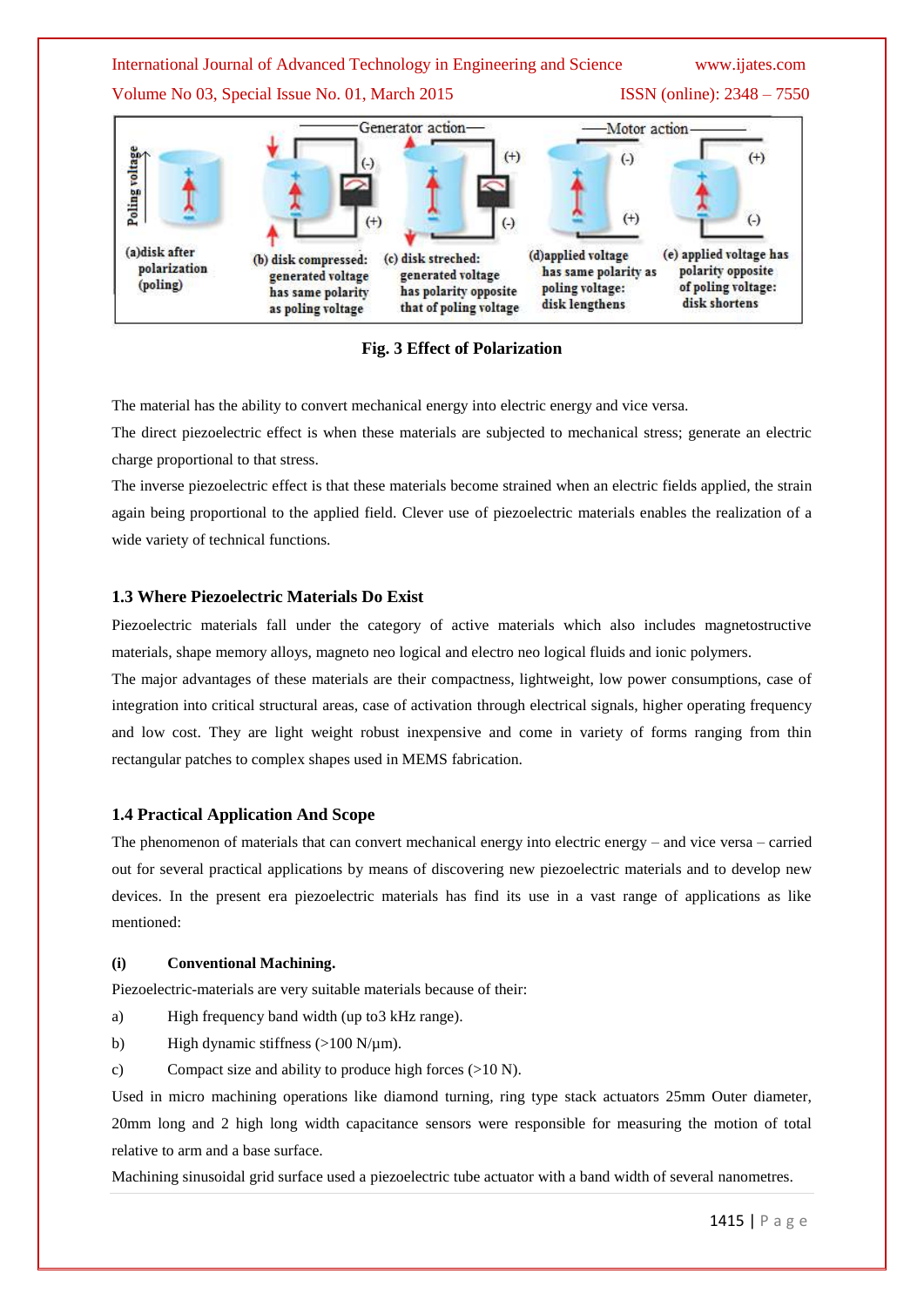Fig. 3 Effect of Polarization

The material has the ability to convert mechanical energy into electric energy and vice versa.

The direct piezoelectric effect is when these materials are subjected to mechanical stress; generate an electric charge proportional to that stress.

The inverse piezoelectric effect is that these materials become strained when an electric fields applied, the strain again being proportional to the applied field. Clever use of piezoelectric materials enables the realization of a wide variety of technical functions.

### 1.3 Where Piezoelectric Materials Do Exist

Piezoelectric materials fall under the category of active materials which also includes magnetostructive materials, shape memory alloys, magneto neo logical and electro neo logical fluids and ionic polymers.

The major advantages of these materials are their compactness, lightweight, low power consumptions, case of integration into critical structural areas, case of activation through electrical signals, higher operating frequency and low cost. They are light weight robust inexpensive and come in variety of forms ranging from thin rectangular patches to complex shapes used in MEMS fabrication.

### 1.4 Practical Application And Scope

The phenomenon of materials that can convert mechanical energy into electric energy – and vice versa – carried out for several practical applications by means of discovering new piezoelectric materials and to develop new devices. In the present era piezoelectric materials has find its use in a vast range of applications as like mentioned:

**(i) Conventional Machining.**

Piezoelectric-materials are very suitable materials because of their:

a) High frequency band width (up to3 kHz range).

b) High dynamic stiffness (>100 N/µm).

c) Compact size and ability to produce high forces (>10 N).

Used in micro machining operations like diamond turning, ring type stack actuators 25mm Outer diameter, 20mm long and 2 high long width capacitance sensors were responsible for measuring the motion of total relative to arm and a base surface.

Machining sinusoidal grid surface used a piezoelectric tube actuator with a band width of several nanometres.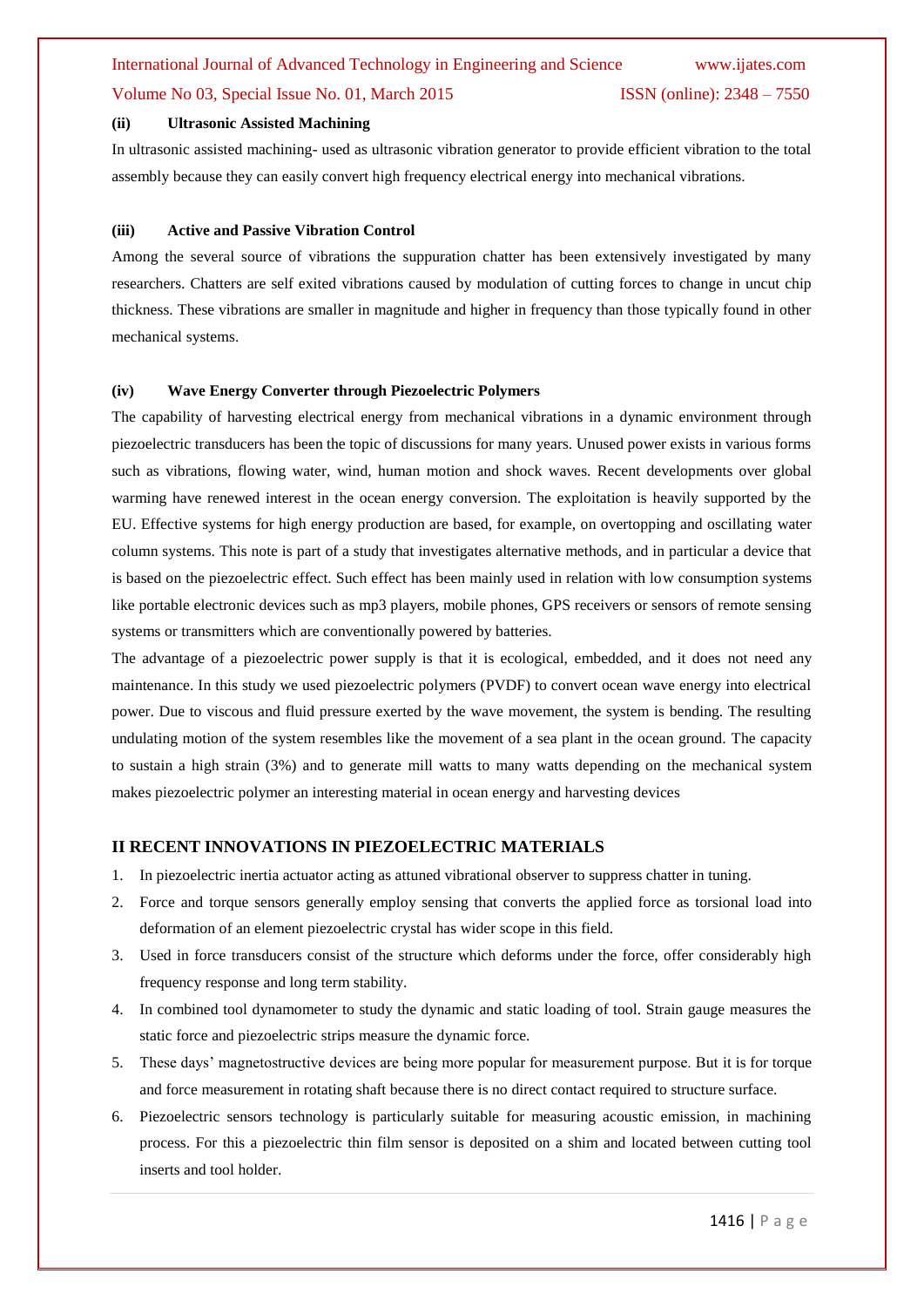**(ii) Ultrasonic Assisted Machining**

In ultrasonic assisted machining- used as ultrasonic vibration generator to provide efficient vibration to the total assembly because they can easily convert high frequency electrical energy into mechanical vibrations.

**(iii) Active and Passive Vibration Control**

Among the several source of vibrations the suppuration chatter has been extensively investigated by many researchers. Chatters are self exited vibrations caused by modulation of cutting forces to change in uncut chip thickness. These vibrations are smaller in magnitude and higher in frequency than those typically found in other mechanical systems.

**(iv) Wave Energy Converter through Piezoelectric Polymers**

The capability of harvesting electrical energy from mechanical vibrations in a dynamic environment through piezoelectric transducers has been the topic of discussions for many years. Unused power exists in various forms such as vibrations, flowing water, wind, human motion and shock waves. Recent developments over global warming have renewed interest in the ocean energy conversion. The exploitation is heavily supported by the EU. Effective systems for high energy production are based, for example, on overtopping and oscillating water column systems. This note is part of a study that investigates alternative methods, and in particular a device that is based on the piezoelectric effect. Such effect has been mainly used in relation with low consumption systems like portable electronic devices such as mp3 players, mobile phones, GPS receivers or sensors of remote sensing systems or transmitters which are conventionally powered by batteries.

The advantage of a piezoelectric power supply is that it is ecological, embedded, and it does not need any maintenance. In this study we used piezoelectric polymers (PVDF) to convert ocean wave energy into electrical power. Due to viscous and fluid pressure exerted by the wave movement, the system is bending. The resulting undulating motion of the system resembles like the movement of a sea plant in the ocean ground. The capacity to sustain a high strain (3%) and to generate mill watts to many watts depending on the mechanical system makes piezoelectric polymer an interesting material in ocean energy and harvesting devices

## II RECENT INNOVATIONS IN PIEZOELECTRIC MATERIALS

1. In piezoelectric inertia actuator acting as attuned vibrational observer to suppress chatter in tuning.
2. Force and torque sensors generally employ sensing that converts the applied force as torsional load into deformation of an element piezoelectric crystal has wider scope in this field.
3. Used in force transducers consist of the structure which deforms under the force, offer considerably high frequency response and long term stability.
4. In combined tool dynamometer to study the dynamic and static loading of tool. Strain gauge measures the static force and piezoelectric strips measure the dynamic force.
5. These days' magnetostructive devices are being more popular for measurement purpose. But it is for torque and force measurement in rotating shaft because there is no direct contact required to structure surface.
6. Piezoelectric sensors technology is particularly suitable for measuring acoustic emission, in machining process. For this a piezoelectric thin film sensor is deposited on a shim and located between cutting tool inserts and tool holder.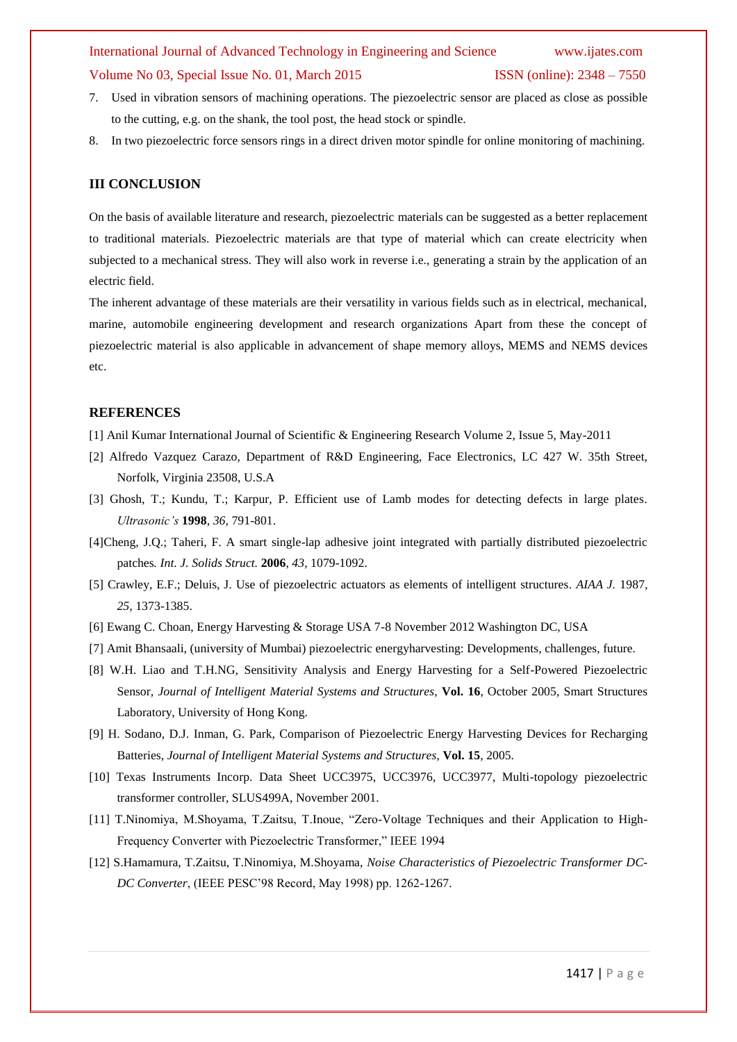7. Used in vibration sensors of machining operations. The piezoelectric sensor are placed as close as possible to the cutting, e.g. on the shank, the tool post, the head stock or spindle.
8. In two piezoelectric force sensors rings in a direct driven motor spindle for online monitoring of machining.

## III CONCLUSION

On the basis of available literature and research, piezoelectric materials can be suggested as a better replacement to traditional materials. Piezoelectric materials are that type of material which can create electricity when subjected to a mechanical stress. They will also work in reverse i.e., generating a strain by the application of an electric field.

The inherent advantage of these materials are their versatility in various fields such as in electrical, mechanical, marine, automobile engineering development and research organizations Apart from these the concept of piezoelectric material is also applicable in advancement of shape memory alloys, MEMS and NEMS devices etc.

## REFERENCES

[1] Anil Kumar International Journal of Scientific & Engineering Research Volume 2, Issue 5, May-2011

[2] Alfredo Vazquez Carazo, Department of R&D Engineering, Face Electronics, LC 427 W. 35th Street, Norfolk, Virginia 23508, U.S.A

[3] Ghosh, T.; Kundu, T.; Karpur, P. Efficient use of Lamb modes for detecting defects in large plates. *Ultrasonic's* **1998**, *36*, 791-801.

[4]Cheng, J.Q.; Taheri, F. A smart single-lap adhesive joint integrated with partially distributed piezoelectric patches*. Int. J. Solids Struct.* **2006**, *43*, 1079-1092.

[5] Crawley, E.F.; Deluis, J. Use of piezoelectric actuators as elements of intelligent structures. *AIAA J.* 1987, *25*, 1373-1385.

[6] Ewang C. Choan, Energy Harvesting & Storage USA 7-8 November 2012 Washington DC, USA

[7] Amit Bhansaali, (university of Mumbai) piezoelectric energyharvesting: Developments, challenges, future.

[8] W.H. Liao and T.H.NG, Sensitivity Analysis and Energy Harvesting for a Self-Powered Piezoelectric Sensor, *Journal of Intelligent Material Systems and Structures*, **Vol. 16**, October 2005, Smart Structures Laboratory, University of Hong Kong.

[9] H. Sodano, D.J. Inman, G. Park, Comparison of Piezoelectric Energy Harvesting Devices for Recharging Batteries, *Journal of Intelligent Material Systems and Structures*, **Vol. 15**, 2005.

[10] Texas Instruments Incorp. Data Sheet UCC3975, UCC3976, UCC3977, Multi-topology piezoelectric transformer controller, SLUS499A, November 2001.

[11] T.Ninomiya, M.Shoyama, T.Zaitsu, T.Inoue, "Zero-Voltage Techniques and their Application to High-Frequency Converter with Piezoelectric Transformer," IEEE 1994

[12] S.Hamamura, T.Zaitsu, T.Ninomiya, M.Shoyama, *Noise Characteristics of Piezoelectric Transformer DC-DC Converter*, (IEEE PESC'98 Record, May 1998) pp. 1262-1267.